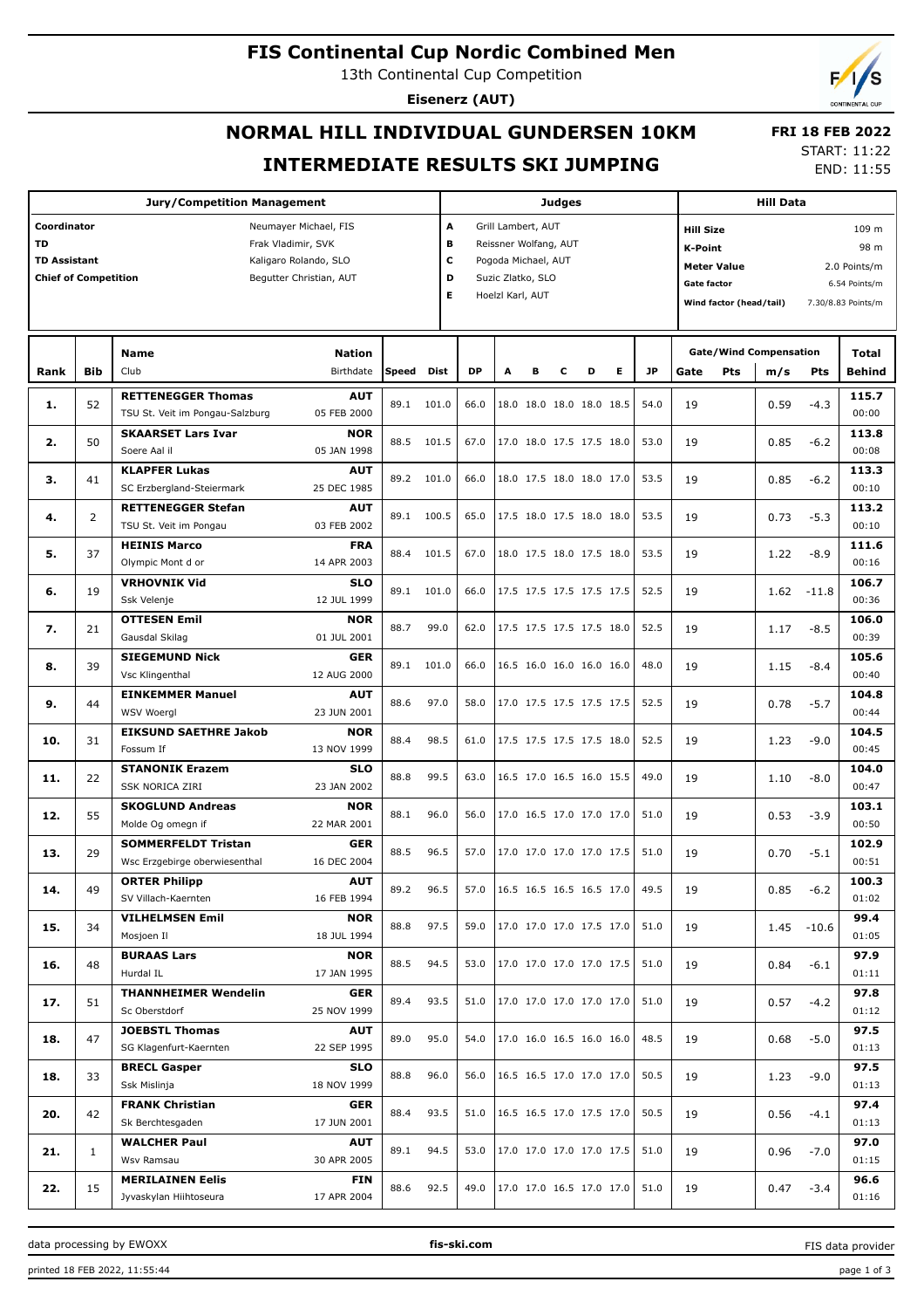# FIS Continental Cup Nordic Combined Men

13th Continental Cup Competition

**Eisenerz (AUT)**

## NORMAL HILL INDIVIDUAL GUNDERSEN 10KM

## INTERMEDIATE RESULTS SKI JUMPING

**FRI 18 FEB 2022**

START: 11:22

END: 11:55

| Jury/Competition Management | |
|---|---|
| Coordinator | Neumayer Michael, FIS |
| TD | Frak Vladimir, SVK |
| TD Assistant | Kaligaro Rolando, SLO |
| Chief of Competition | Begutter Christian, AUT |

| Judges | |
|---|---|
| A | Grill Lambert, AUT |
| B | Reissner Wolfang, AUT |
| C | Pogoda Michael, AUT |
| D | Suzic Zlatko, SLO |
| E | Hoelzl Karl, AUT |

| Hill Data | |
|---|---|
| Hill Size | 109 m |
| K-Point | 98 m |
| Meter Value | 2.0 Points/m |
| Gate factor | 6.54 Points/m |
| Wind factor (head/tail) | 7.30/8.83 Points/m |

| Rank | Bib | Name / Club | Nation / Birthdate | Speed | Dist | DP | A | B | C | D | E | JP | Gate | Pts | m/s | Pts | Total / Behind |
|---|---|---|---|---|---|---|---|---|---|---|---|---|---|---|---|---|---|
| 1. | 52 | **RETTENEGGER Thomas** TSU St. Veit im Pongau-Salzburg | **AUT** 05 FEB 2000 | 89.1 | 101.0 | 66.0 | 18.0 | 18.0 | 18.0 | 18.0 | 18.5 | 54.0 | 19 | | 0.59 | -4.3 | **115.7** 00:00 |
| 2. | 50 | **SKAARSET Lars Ivar** Soere Aal il | **NOR** 05 JAN 1998 | 88.5 | 101.5 | 67.0 | 17.0 | 18.0 | 17.5 | 17.5 | 18.0 | 53.0 | 19 | | 0.85 | -6.2 | **113.8** 00:08 |
| 3. | 41 | **KLAPFER Lukas** SC Erzbergland-Steiermark | **AUT** 25 DEC 1985 | 89.2 | 101.0 | 66.0 | 18.0 | 17.5 | 18.0 | 18.0 | 17.0 | 53.5 | 19 | | 0.85 | -6.2 | **113.3** 00:10 |
| 4. | 2 | **RETTENEGGER Stefan** TSU St. Veit im Pongau | **AUT** 03 FEB 2002 | 89.1 | 100.5 | 65.0 | 17.5 | 18.0 | 17.5 | 18.0 | 18.0 | 53.5 | 19 | | 0.73 | -5.3 | **113.2** 00:10 |
| 5. | 37 | **HEINIS Marco** Olympic Mont d or | **FRA** 14 APR 2003 | 88.4 | 101.5 | 67.0 | 18.0 | 17.5 | 18.0 | 17.5 | 18.0 | 53.5 | 19 | | 1.22 | -8.9 | **111.6** 00:16 |
| 6. | 19 | **VRHOVNIK Vid** Ssk Velenje | **SLO** 12 JUL 1999 | 89.1 | 101.0 | 66.0 | 17.5 | 17.5 | 17.5 | 17.5 | 17.5 | 52.5 | 19 | | 1.62 | -11.8 | **106.7** 00:36 |
| 7. | 21 | **OTTESEN Emil** Gausdal Skilag | **NOR** 01 JUL 2001 | 88.7 | 99.0 | 62.0 | 17.5 | 17.5 | 17.5 | 17.5 | 18.0 | 52.5 | 19 | | 1.17 | -8.5 | **106.0** 00:39 |
| 8. | 39 | **SIEGEMUND Nick** Vsc Klingenthal | **GER** 12 AUG 2000 | 89.1 | 101.0 | 66.0 | 16.5 | 16.0 | 16.0 | 16.0 | 16.0 | 48.0 | 19 | | 1.15 | -8.4 | **105.6** 00:40 |
| 9. | 44 | **EINKEMMER Manuel** WSV Woergl | **AUT** 23 JUN 2001 | 88.6 | 97.0 | 58.0 | 17.0 | 17.5 | 17.5 | 17.5 | 17.5 | 52.5 | 19 | | 0.78 | -5.7 | **104.8** 00:44 |
| 10. | 31 | **EIKSUND SAETHRE Jakob** Fossum If | **NOR** 13 NOV 1999 | 88.4 | 98.5 | 61.0 | 17.5 | 17.5 | 17.5 | 17.5 | 18.0 | 52.5 | 19 | | 1.23 | -9.0 | **104.5** 00:45 |
| 11. | 22 | **STANONIK Erazem** SSK NORICA ZIRI | **SLO** 23 JAN 2002 | 88.8 | 99.5 | 63.0 | 16.5 | 17.0 | 16.5 | 16.0 | 15.5 | 49.0 | 19 | | 1.10 | -8.0 | **104.0** 00:47 |
| 12. | 55 | **SKOGLUND Andreas** Molde Og omegn if | **NOR** 22 MAR 2001 | 88.1 | 96.0 | 56.0 | 17.0 | 16.5 | 17.0 | 17.0 | 17.0 | 51.0 | 19 | | 0.53 | -3.9 | **103.1** 00:50 |
| 13. | 29 | **SOMMERFELDT Tristan** Wsc Erzgebirge oberwiesenthal | **GER** 16 DEC 2004 | 88.5 | 96.5 | 57.0 | 17.0 | 17.0 | 17.0 | 17.0 | 17.5 | 51.0 | 19 | | 0.70 | -5.1 | **102.9** 00:51 |
| 14. | 49 | **ORTER Philipp** SV Villach-Kaernten | **AUT** 16 FEB 1994 | 89.2 | 96.5 | 57.0 | 16.5 | 16.5 | 16.5 | 16.5 | 17.0 | 49.5 | 19 | | 0.85 | -6.2 | **100.3** 01:02 |
| 15. | 34 | **VILHELMSEN Emil** Mosjoen Il | **NOR** 18 JUL 1994 | 88.8 | 97.5 | 59.0 | 17.0 | 17.0 | 17.0 | 17.5 | 17.0 | 51.0 | 19 | | 1.45 | -10.6 | **99.4** 01:05 |
| 16. | 48 | **BURAAS Lars** Hurdal IL | **NOR** 17 JAN 1995 | 88.5 | 94.5 | 53.0 | 17.0 | 17.0 | 17.0 | 17.0 | 17.5 | 51.0 | 19 | | 0.84 | -6.1 | **97.9** 01:11 |
| 17. | 51 | **THANNHEIMER Wendelin** Sc Oberstdorf | **GER** 25 NOV 1999 | 89.4 | 93.5 | 51.0 | 17.0 | 17.0 | 17.0 | 17.0 | 17.0 | 51.0 | 19 | | 0.57 | -4.2 | **97.8** 01:12 |
| 18. | 47 | **JOEBSTL Thomas** SG Klagenfurt-Kaernten | **AUT** 22 SEP 1995 | 89.0 | 95.0 | 54.0 | 17.0 | 16.0 | 16.5 | 16.0 | 16.0 | 48.5 | 19 | | 0.68 | -5.0 | **97.5** 01:13 |
| 18. | 33 | **BRECL Gasper** Ssk Mislinja | **SLO** 18 NOV 1999 | 88.8 | 96.0 | 56.0 | 16.5 | 16.5 | 17.0 | 17.0 | 17.0 | 50.5 | 19 | | 1.23 | -9.0 | **97.5** 01:13 |
| 20. | 42 | **FRANK Christian** Sk Berchtesgaden | **GER** 17 JUN 2001 | 88.4 | 93.5 | 51.0 | 16.5 | 16.5 | 17.0 | 17.5 | 17.0 | 50.5 | 19 | | 0.56 | -4.1 | **97.4** 01:13 |
| 21. | 1 | **WALCHER Paul** Wsv Ramsau | **AUT** 30 APR 2005 | 89.1 | 94.5 | 53.0 | 17.0 | 17.0 | 17.0 | 17.0 | 17.5 | 51.0 | 19 | | 0.96 | -7.0 | **97.0** 01:15 |
| 22. | 15 | **MERILAINEN Eelis** Jyvaskylan Hiihtoseura | **FIN** 17 APR 2004 | 88.6 | 92.5 | 49.0 | 17.0 | 17.0 | 16.5 | 17.0 | 17.0 | 51.0 | 19 | | 0.47 | -3.4 | **96.6** 01:16 |

data processing by EWOXX | fis-ski.com | FIS data provider

printed 18 FEB 2022, 11:55:44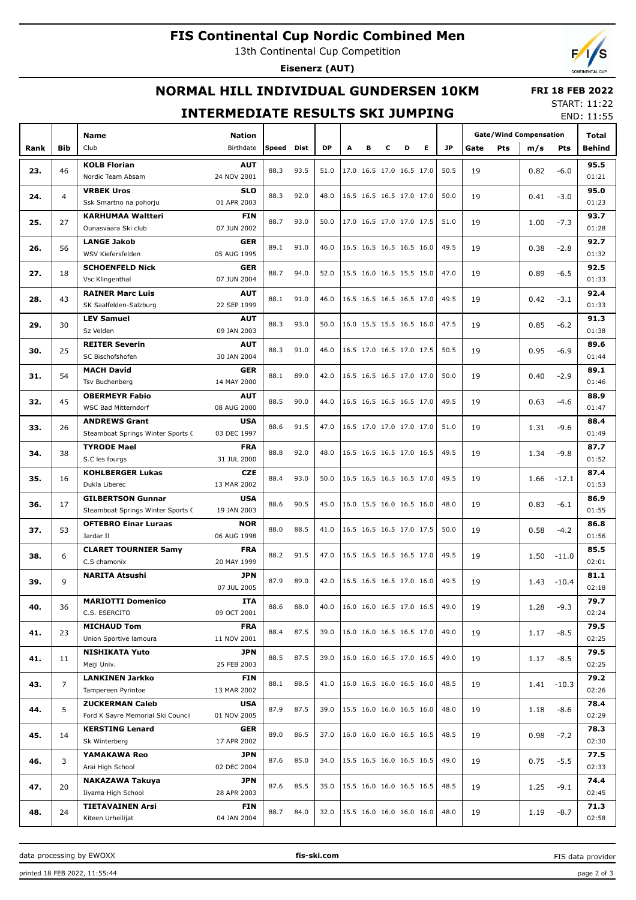# FIS Continental Cup Nordic Combined Men

13th Continental Cup Competition

**Eisenerz (AUT)**

## NORMAL HILL INDIVIDUAL GUNDERSEN 10KM

## INTERMEDIATE RESULTS SKI JUMPING

**FRI 18 FEB 2022**

START: 11:22

END: 11:55

| Rank | Bib | Name / Club | Nation / Birthdate | Speed | Dist | DP | A | B | C | D | E | JP | Gate | Pts | m/s | Pts | Total / Behind |
|---|---|---|---|---|---|---|---|---|---|---|---|---|---|---|---|---|---|
| 23. | 46 | **KOLB Florian** / Nordic Team Absam | **AUT** / 24 NOV 2001 | 88.3 | 93.5 | 51.0 | 17.0 | 16.5 | 17.0 | 16.5 | 17.0 | 50.5 | 19 | | 0.82 | -6.0 | **95.5** / 01:21 |
| 24. | 4 | **VRBEK Uros** / Ssk Smartno na pohorju | **SLO** / 01 APR 2003 | 88.3 | 92.0 | 48.0 | 16.5 | 16.5 | 16.5 | 17.0 | 17.0 | 50.0 | 19 | | 0.41 | -3.0 | **95.0** / 01:23 |
| 25. | 27 | **KARHUMAA Waltteri** / Ounasvaara Ski club | **FIN** / 07 JUN 2002 | 88.7 | 93.0 | 50.0 | 17.0 | 16.5 | 17.0 | 17.0 | 17.5 | 51.0 | 19 | | 1.00 | -7.3 | **93.7** / 01:28 |
| 26. | 56 | **LANGE Jakob** / WSV Kiefersfelden | **GER** / 05 AUG 1995 | 89.1 | 91.0 | 46.0 | 16.5 | 16.5 | 16.5 | 16.5 | 16.0 | 49.5 | 19 | | 0.38 | -2.8 | **92.7** / 01:32 |
| 27. | 18 | **SCHOENFELD Nick** / Vsc Klingenthal | **GER** / 07 JUN 2004 | 88.7 | 94.0 | 52.0 | 15.5 | 16.0 | 16.5 | 15.5 | 15.0 | 47.0 | 19 | | 0.89 | -6.5 | **92.5** / 01:33 |
| 28. | 43 | **RAINER Marc Luis** / SK Saalfelden-Salzburg | **AUT** / 22 SEP 1999 | 88.1 | 91.0 | 46.0 | 16.5 | 16.5 | 16.5 | 16.5 | 17.0 | 49.5 | 19 | | 0.42 | -3.1 | **92.4** / 01:33 |
| 29. | 30 | **LEV Samuel** / Sz Velden | **AUT** / 09 JAN 2003 | 88.3 | 93.0 | 50.0 | 16.0 | 15.5 | 15.5 | 16.5 | 16.0 | 47.5 | 19 | | 0.85 | -6.2 | **91.3** / 01:38 |
| 30. | 25 | **REITER Severin** / SC Bischofshofen | **AUT** / 30 JAN 2004 | 88.3 | 91.0 | 46.0 | 16.5 | 17.0 | 16.5 | 17.0 | 17.5 | 50.5 | 19 | | 0.95 | -6.9 | **89.6** / 01:44 |
| 31. | 54 | **MACH David** / Tsv Buchenberg | **GER** / 14 MAY 2000 | 88.1 | 89.0 | 42.0 | 16.5 | 16.5 | 16.5 | 17.0 | 17.0 | 50.0 | 19 | | 0.40 | -2.9 | **89.1** / 01:46 |
| 32. | 45 | **OBERMEYR Fabio** / WSC Bad Mitterndorf | **AUT** / 08 AUG 2000 | 88.5 | 90.0 | 44.0 | 16.5 | 16.5 | 16.5 | 16.5 | 17.0 | 49.5 | 19 | | 0.63 | -4.6 | **88.9** / 01:47 |
| 33. | 26 | **ANDREWS Grant** / Steamboat Springs Winter Sports C | **USA** / 03 DEC 1997 | 88.6 | 91.5 | 47.0 | 16.5 | 17.0 | 17.0 | 17.0 | 17.0 | 51.0 | 19 | | 1.31 | -9.6 | **88.4** / 01:49 |
| 34. | 38 | **TYRODE Mael** / S.C les fourgs | **FRA** / 31 JUL 2000 | 88.8 | 92.0 | 48.0 | 16.5 | 16.5 | 16.5 | 17.0 | 16.5 | 49.5 | 19 | | 1.34 | -9.8 | **87.7** / 01:52 |
| 35. | 16 | **KOHLBERGER Lukas** / Dukla Liberec | **CZE** / 13 MAR 2002 | 88.4 | 93.0 | 50.0 | 16.5 | 16.5 | 16.5 | 16.5 | 17.0 | 49.5 | 19 | | 1.66 | -12.1 | **87.4** / 01:53 |
| 36. | 17 | **GILBERTSON Gunnar** / Steamboat Springs Winter Sports C | **USA** / 19 JAN 2003 | 88.6 | 90.5 | 45.0 | 16.0 | 15.5 | 16.0 | 16.5 | 16.0 | 48.0 | 19 | | 0.83 | -6.1 | **86.9** / 01:55 |
| 37. | 53 | **OFTEBRO Einar Luraas** / Jardar Il | **NOR** / 06 AUG 1998 | 88.0 | 88.5 | 41.0 | 16.5 | 16.5 | 16.5 | 17.0 | 17.5 | 50.0 | 19 | | 0.58 | -4.2 | **86.8** / 01:56 |
| 38. | 6 | **CLARET TOURNIER Samy** / C.S chamonix | **FRA** / 20 MAY 1999 | 88.2 | 91.5 | 47.0 | 16.5 | 16.5 | 16.5 | 16.5 | 17.0 | 49.5 | 19 | | 1.50 | -11.0 | **85.5** / 02:01 |
| 39. | 9 | **NARITA Atsushi** | **JPN** / 07 JUL 2005 | 87.9 | 89.0 | 42.0 | 16.5 | 16.5 | 16.5 | 17.0 | 16.0 | 49.5 | 19 | | 1.43 | -10.4 | **81.1** / 02:18 |
| 40. | 36 | **MARIOTTI Domenico** / C.S. ESERCITO | **ITA** / 09 OCT 2001 | 88.6 | 88.0 | 40.0 | 16.0 | 16.0 | 16.5 | 17.0 | 16.5 | 49.0 | 19 | | 1.28 | -9.3 | **79.7** / 02:24 |
| 41. | 23 | **MICHAUD Tom** / Union Sportive lamoura | **FRA** / 11 NOV 2001 | 88.4 | 87.5 | 39.0 | 16.0 | 16.0 | 16.5 | 16.5 | 17.0 | 49.0 | 19 | | 1.17 | -8.5 | **79.5** / 02:25 |
| 41. | 11 | **NISHIKATA Yuto** / Meiji Univ. | **JPN** / 25 FEB 2003 | 88.5 | 87.5 | 39.0 | 16.0 | 16.0 | 16.5 | 17.0 | 16.5 | 49.0 | 19 | | 1.17 | -8.5 | **79.5** / 02:25 |
| 43. | 7 | **LANKINEN Jarkko** / Tampereen Pyrintoe | **FIN** / 13 MAR 2002 | 88.1 | 88.5 | 41.0 | 16.0 | 16.5 | 16.0 | 16.5 | 16.0 | 48.5 | 19 | | 1.41 | -10.3 | **79.2** / 02:26 |
| 44. | 5 | **ZUCKERMAN Caleb** / Ford K Sayre Memorial Ski Council | **USA** / 01 NOV 2005 | 87.9 | 87.5 | 39.0 | 15.5 | 16.0 | 16.0 | 16.5 | 16.0 | 48.0 | 19 | | 1.18 | -8.6 | **78.4** / 02:29 |
| 45. | 14 | **KERSTING Lenard** / Sk Winterberg | **GER** / 17 APR 2002 | 89.0 | 86.5 | 37.0 | 16.0 | 16.0 | 16.0 | 16.5 | 16.5 | 48.5 | 19 | | 0.98 | -7.2 | **78.3** / 02:30 |
| 46. | 3 | **YAMAKAWA Reo** / Arai High School | **JPN** / 02 DEC 2004 | 87.6 | 85.0 | 34.0 | 15.5 | 16.5 | 16.0 | 16.5 | 16.5 | 49.0 | 19 | | 0.75 | -5.5 | **77.5** / 02:33 |
| 47. | 20 | **NAKAZAWA Takuya** / Iiyama High School | **JPN** / 28 APR 2003 | 87.6 | 85.5 | 35.0 | 15.5 | 16.0 | 16.0 | 16.5 | 16.5 | 48.5 | 19 | | 1.25 | -9.1 | **74.4** / 02:45 |
| 48. | 24 | **TIETAVAINEN Arsi** / Kiteen Urheilijat | **FIN** / 04 JAN 2004 | 88.7 | 84.0 | 32.0 | 15.5 | 16.0 | 16.0 | 16.0 | 16.0 | 48.0 | 19 | | 1.19 | -8.7 | **71.3** / 02:58 |

data processing by EWOXX — fis-ski.com — FIS data provider

printed 18 FEB 2022, 11:55:44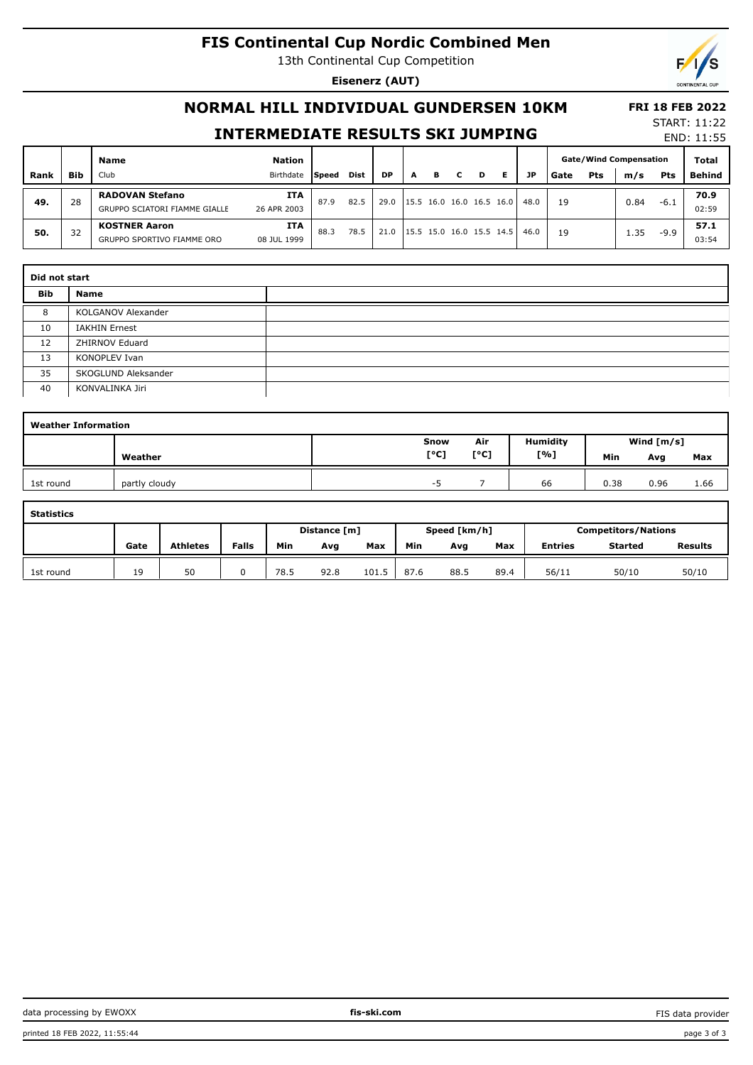# FIS Continental Cup Nordic Combined Men

13th Continental Cup Competition

**Eisenerz (AUT)**

## NORMAL HILL INDIVIDUAL GUNDERSEN 10KM

**FRI 18 FEB 2022**

START: 11:22

END: 11:55

## INTERMEDIATE RESULTS SKI JUMPING

| Rank | Bib | Name / Club | Nation / Birthdate | Speed | Dist | DP | A | B | C | D | E | JP | Gate/Wind Compensation Gate | Pts | m/s | Pts | Total / Behind |
|---|---|---|---|---|---|---|---|---|---|---|---|---|---|---|---|---|---|
| 49. | 28 | **RADOVAN Stefano** GRUPPO SCIATORI FIAMME GIALLE | **ITA** 26 APR 2003 | 87.9 | 82.5 | 29.0 | 15.5 | 16.0 | 16.0 | 16.5 | 16.0 | 48.0 | 19 | | 0.84 | -6.1 | **70.9** 02:59 |
| 50. | 32 | **KOSTNER Aaron** GRUPPO SPORTIVO FIAMME ORO | **ITA** 08 JUL 1999 | 88.3 | 78.5 | 21.0 | 15.5 | 15.0 | 16.0 | 15.5 | 14.5 | 46.0 | 19 | | 1.35 | -9.9 | **57.1** 03:54 |

**Did not start**

| Bib | Name |
|---|---|
| 8 | KOLGANOV Alexander |
| 10 | IAKHIN Ernest |
| 12 | ZHIRNOV Eduard |
| 13 | KONOPLEV Ivan |
| 35 | SKOGLUND Aleksander |
| 40 | KONVALINKA Jiri |

**Weather Information**

| | Weather | Snow [°C] | Air [°C] | Humidity [%] | Wind [m/s] Min | Avg | Max |
|---|---|---|---|---|---|---|---|
| 1st round | partly cloudy | -5 | 7 | 66 | 0.38 | 0.96 | 1.66 |

**Statistics**

| | Gate | Athletes | Falls | Distance [m] Min | Avg | Max | Speed [km/h] Min | Avg | Max | Competitors/Nations Entries | Started | Results |
|---|---|---|---|---|---|---|---|---|---|---|---|---|
| 1st round | 19 | 50 | 0 | 78.5 | 92.8 | 101.5 | 87.6 | 88.5 | 89.4 | 56/11 | 50/10 | 50/10 |

data processing by EWOXX — fis-ski.com — FIS data provider

printed 18 FEB 2022, 11:55:44